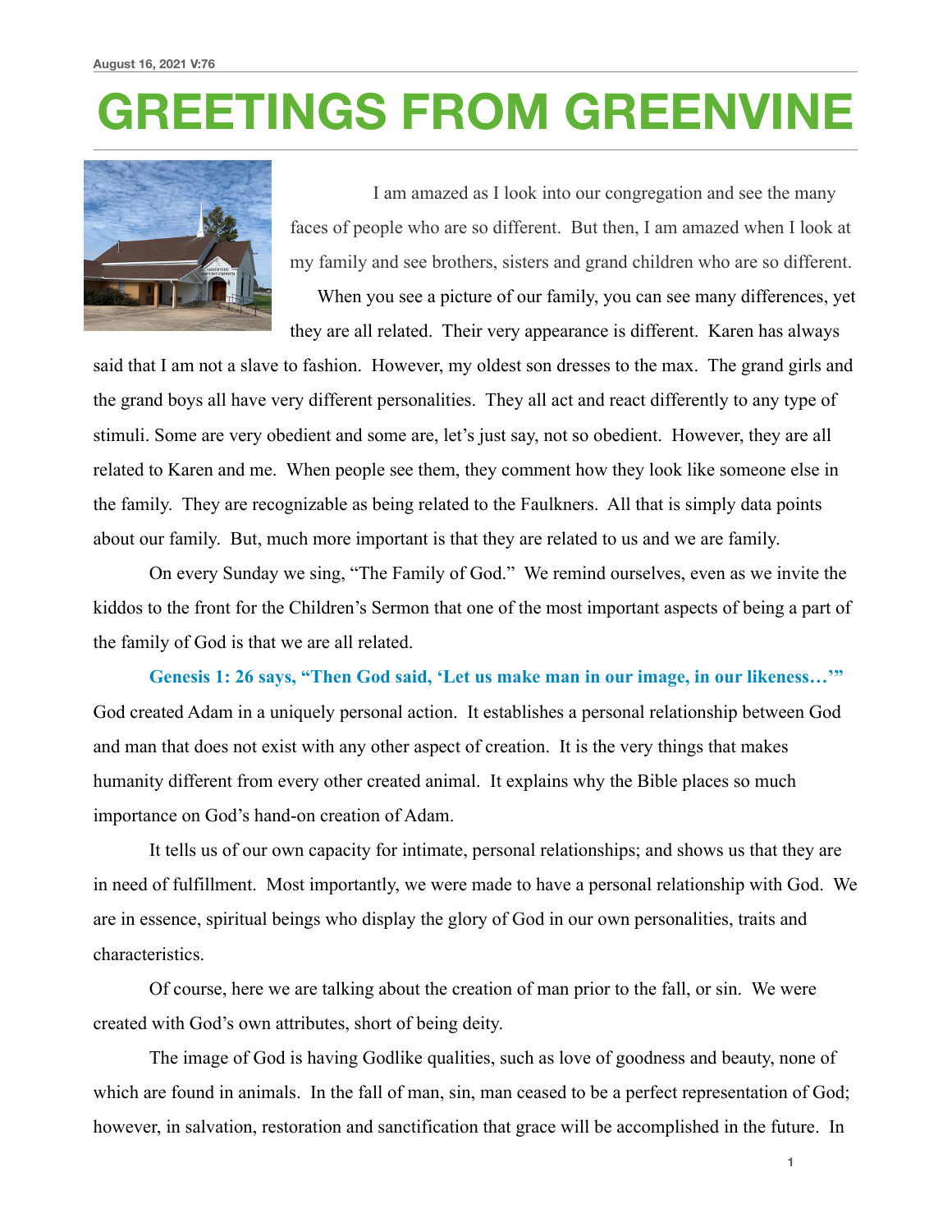August 16, 2021 V:76

# GREETINGS FROM GREENVINE

I am amazed as I look into our congregation and see the many faces of people who are so different. But then, I am amazed when I look at my family and see brothers, sisters and grand children who are so different.

When you see a picture of our family, you can see many differences, yet they are all related. Their very appearance is different. Karen has always said that I am not a slave to fashion. However, my oldest son dresses to the max. The grand girls and the grand boys all have very different personalities. They all act and react differently to any type of stimuli. Some are very obedient and some are, let's just say, not so obedient. However, they are all related to Karen and me. When people see them, they comment how they look like someone else in the family. They are recognizable as being related to the Faulkners. All that is simply data points about our family. But, much more important is that they are related to us and we are family.

On every Sunday we sing, "The Family of God." We remind ourselves, even as we invite the kiddos to the front for the Children's Sermon that one of the most important aspects of being a part of the family of God is that we are all related.

**Genesis 1: 26 says, "Then God said, 'Let us make man in our image, in our likeness…'"** God created Adam in a uniquely personal action. It establishes a personal relationship between God and man that does not exist with any other aspect of creation. It is the very things that makes humanity different from every other created animal. It explains why the Bible places so much importance on God's hand-on creation of Adam.

It tells us of our own capacity for intimate, personal relationships; and shows us that they are in need of fulfillment. Most importantly, we were made to have a personal relationship with God. We are in essence, spiritual beings who display the glory of God in our own personalities, traits and characteristics.

Of course, here we are talking about the creation of man prior to the fall, or sin. We were created with God's own attributes, short of being deity.

The image of God is having Godlike qualities, such as love of goodness and beauty, none of which are found in animals. In the fall of man, sin, man ceased to be a perfect representation of God; however, in salvation, restoration and sanctification that grace will be accomplished in the future. In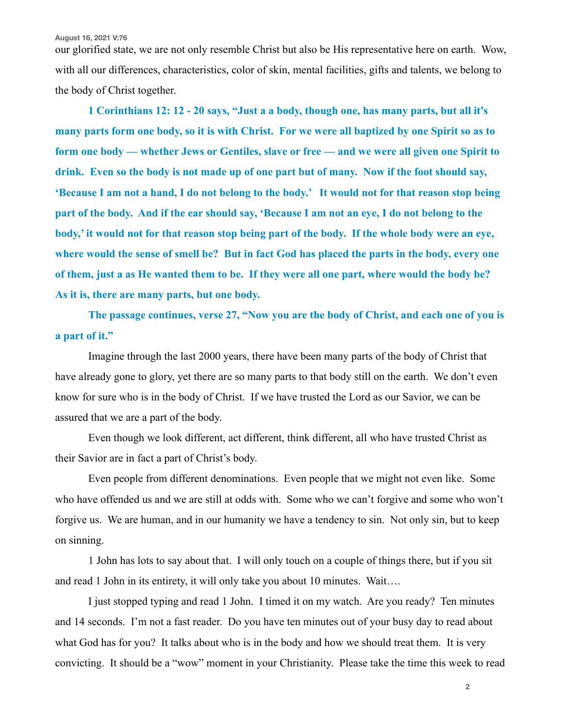our glorified state, we are not only resemble Christ but also be His representative here on earth. Wow, with all our differences, characteristics, color of skin, mental facilities, gifts and talents, we belong to the body of Christ together.

**1 Corinthians 12: 12 - 20 says, "Just a a body, though one, has many parts, but all it's many parts form one body, so it is with Christ. For we were all baptized by one Spirit so as to form one body — whether Jews or Gentiles, slave or free — and we were all given one Spirit to drink. Even so the body is not made up of one part but of many. Now if the foot should say, 'Because I am not a hand, I do not belong to the body.' It would not for that reason stop being part of the body. And if the ear should say, 'Because I am not an eye, I do not belong to the body,' it would not for that reason stop being part of the body. If the whole body were an eye, where would the sense of smell be? But in fact God has placed the parts in the body, every one of them, just a as He wanted them to be. If they were all one part, where would the body be? As it is, there are many parts, but one body.**

**The passage continues, verse 27, "Now you are the body of Christ, and each one of you is a part of it."**

Imagine through the last 2000 years, there have been many parts of the body of Christ that have already gone to glory, yet there are so many parts to that body still on the earth. We don't even know for sure who is in the body of Christ. If we have trusted the Lord as our Savior, we can be assured that we are a part of the body.

Even though we look different, act different, think different, all who have trusted Christ as their Savior are in fact a part of Christ's body.

Even people from different denominations. Even people that we might not even like. Some who have offended us and we are still at odds with. Some who we can't forgive and some who won't forgive us. We are human, and in our humanity we have a tendency to sin. Not only sin, but to keep on sinning.

1 John has lots to say about that. I will only touch on a couple of things there, but if you sit and read 1 John in its entirety, it will only take you about 10 minutes. Wait….

I just stopped typing and read 1 John. I timed it on my watch. Are you ready? Ten minutes and 14 seconds. I'm not a fast reader. Do you have ten minutes out of your busy day to read about what God has for you? It talks about who is in the body and how we should treat them. It is very convicting. It should be a "wow" moment in your Christianity. Please take the time this week to read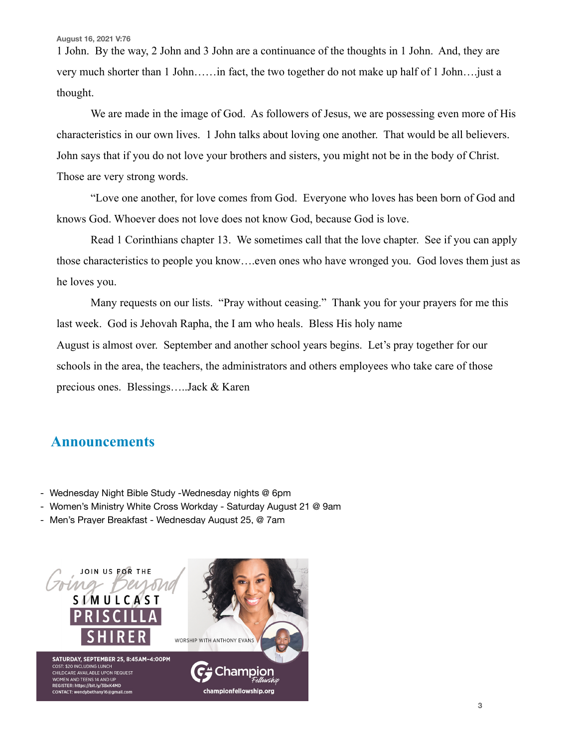1 John. By the way, 2 John and 3 John are a continuance of the thoughts in 1 John. And, they are very much shorter than 1 John……in fact, the two together do not make up half of 1 John….just a thought.

We are made in the image of God. As followers of Jesus, we are possessing even more of His characteristics in our own lives. 1 John talks about loving one another. That would be all believers. John says that if you do not love your brothers and sisters, you might not be in the body of Christ. Those are very strong words.

"Love one another, for love comes from God. Everyone who loves has been born of God and knows God. Whoever does not love does not know God, because God is love.

Read 1 Corinthians chapter 13. We sometimes call that the love chapter. See if you can apply those characteristics to people you know….even ones who have wronged you. God loves them just as he loves you.

Many requests on our lists. "Pray without ceasing." Thank you for your prayers for me this last week. God is Jehovah Rapha, the I am who heals. Bless His holy name

August is almost over. September and another school years begins. Let's pray together for our schools in the area, the teachers, the administrators and others employees who take care of those precious ones. Blessings…..Jack & Karen

## Announcements

- Wednesday Night Bible Study -Wednesday nights @ 6pm
- Women's Ministry White Cross Workday - Saturday August 21 @ 9am
- Men's Prayer Breakfast - Wednesday August 25, @ 7am

JOIN US FOR THE *Going Beyond* SIMULCAST PRISCILLA SHIRER

WORSHIP WITH ANTHONY EVANS

SATURDAY, SEPTEMBER 25, 8:45AM–4:00PM
COST: $20 INCLUDING LUNCH
CHILDCARE AVAILABLE UPON REQUEST
WOMEN AND TEENS 14 AND UP
REGISTER: https://bit.ly/3BxK4MD
CONTACT: wendybethany16@gmail.com

Champion Fellowship
championfellowship.org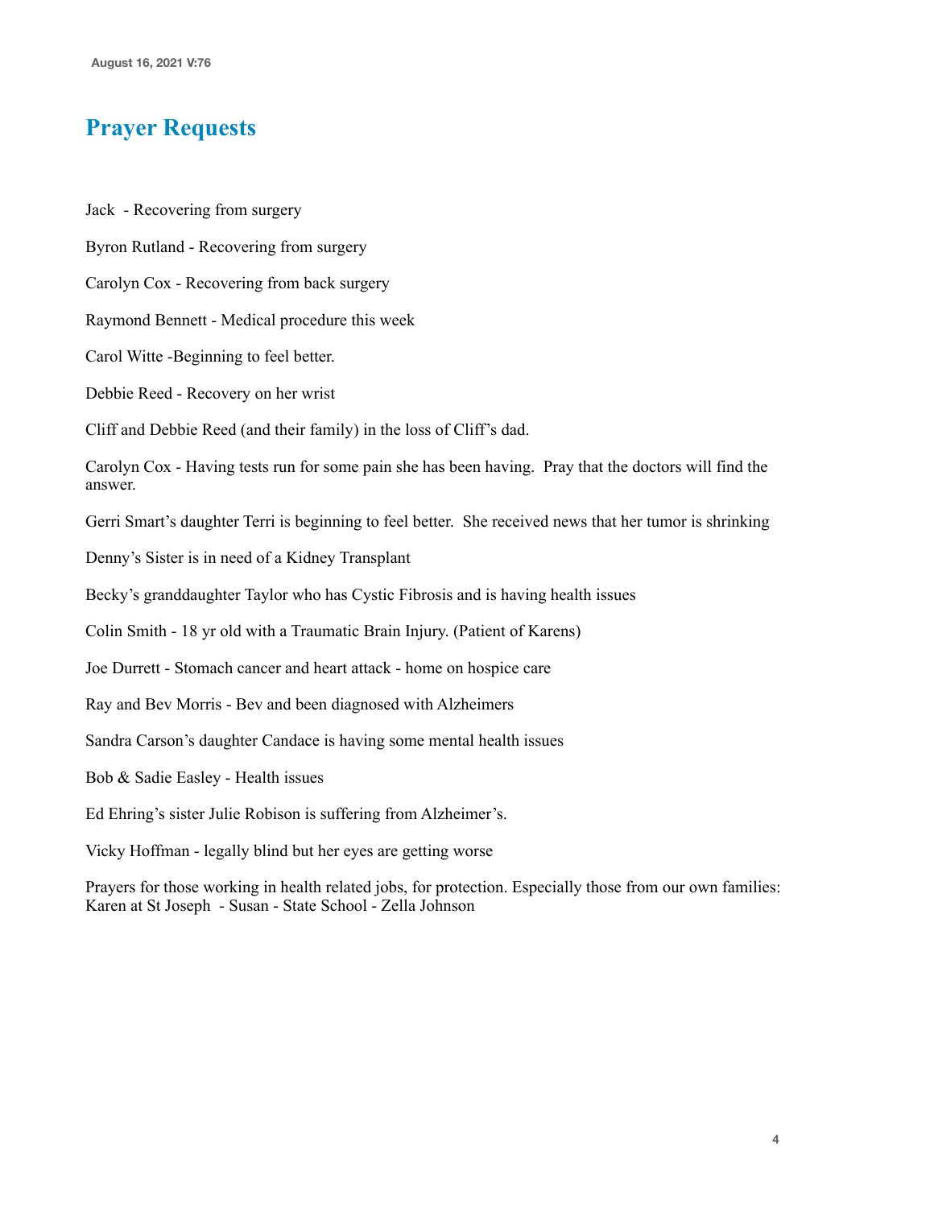## Prayer Requests

Jack - Recovering from surgery

Byron Rutland - Recovering from surgery

Carolyn Cox - Recovering from back surgery

Raymond Bennett - Medical procedure this week

Carol Witte -Beginning to feel better.

Debbie Reed - Recovery on her wrist

Cliff and Debbie Reed (and their family) in the loss of Cliff's dad.

Carolyn Cox - Having tests run for some pain she has been having. Pray that the doctors will find the answer.

Gerri Smart's daughter Terri is beginning to feel better. She received news that her tumor is shrinking

Denny's Sister is in need of a Kidney Transplant

Becky's granddaughter Taylor who has Cystic Fibrosis and is having health issues

Colin Smith - 18 yr old with a Traumatic Brain Injury. (Patient of Karens)

Joe Durrett - Stomach cancer and heart attack - home on hospice care

Ray and Bev Morris - Bev and been diagnosed with Alzheimers

Sandra Carson's daughter Candace is having some mental health issues

Bob & Sadie Easley - Health issues

Ed Ehring's sister Julie Robison is suffering from Alzheimer's.

Vicky Hoffman - legally blind but her eyes are getting worse

Prayers for those working in health related jobs, for protection. Especially those from our own families: Karen at St Joseph - Susan - State School - Zella Johnson